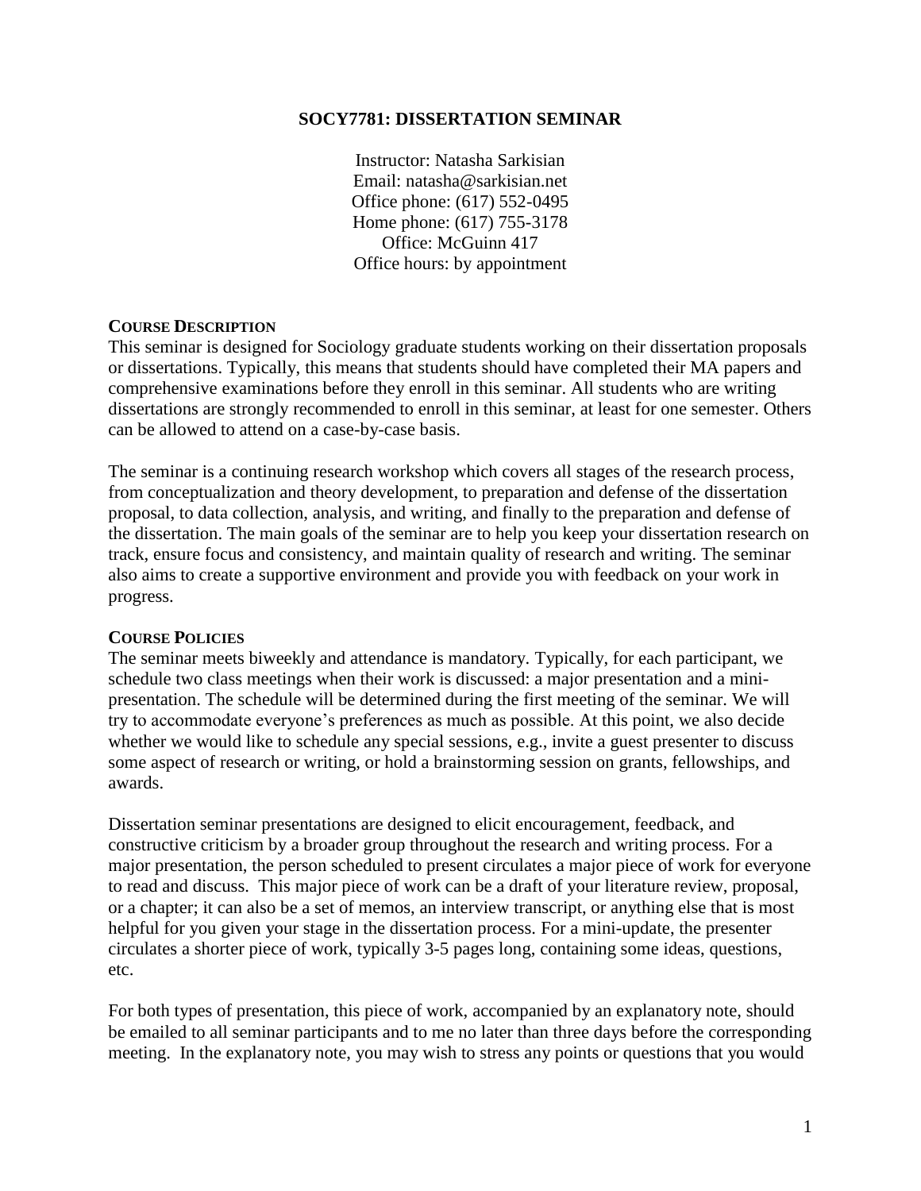# SOCY7781: DISSERTATION SEMINAR

Instructor: Natasha Sarkisian
Email: natasha@sarkisian.net
Office phone: (617) 552-0495
Home phone: (617) 755-3178
Office: McGuinn 417
Office hours: by appointment

## COURSE DESCRIPTION

This seminar is designed for Sociology graduate students working on their dissertation proposals or dissertations. Typically, this means that students should have completed their MA papers and comprehensive examinations before they enroll in this seminar. All students who are writing dissertations are strongly recommended to enroll in this seminar, at least for one semester. Others can be allowed to attend on a case-by-case basis.

The seminar is a continuing research workshop which covers all stages of the research process, from conceptualization and theory development, to preparation and defense of the dissertation proposal, to data collection, analysis, and writing, and finally to the preparation and defense of the dissertation. The main goals of the seminar are to help you keep your dissertation research on track, ensure focus and consistency, and maintain quality of research and writing. The seminar also aims to create a supportive environment and provide you with feedback on your work in progress.

## COURSE POLICIES

The seminar meets biweekly and attendance is mandatory. Typically, for each participant, we schedule two class meetings when their work is discussed: a major presentation and a mini-presentation. The schedule will be determined during the first meeting of the seminar. We will try to accommodate everyone's preferences as much as possible. At this point, we also decide whether we would like to schedule any special sessions, e.g., invite a guest presenter to discuss some aspect of research or writing, or hold a brainstorming session on grants, fellowships, and awards.

Dissertation seminar presentations are designed to elicit encouragement, feedback, and constructive criticism by a broader group throughout the research and writing process. For a major presentation, the person scheduled to present circulates a major piece of work for everyone to read and discuss. This major piece of work can be a draft of your literature review, proposal, or a chapter; it can also be a set of memos, an interview transcript, or anything else that is most helpful for you given your stage in the dissertation process. For a mini-update, the presenter circulates a shorter piece of work, typically 3-5 pages long, containing some ideas, questions, etc.

For both types of presentation, this piece of work, accompanied by an explanatory note, should be emailed to all seminar participants and to me no later than three days before the corresponding meeting. In the explanatory note, you may wish to stress any points or questions that you would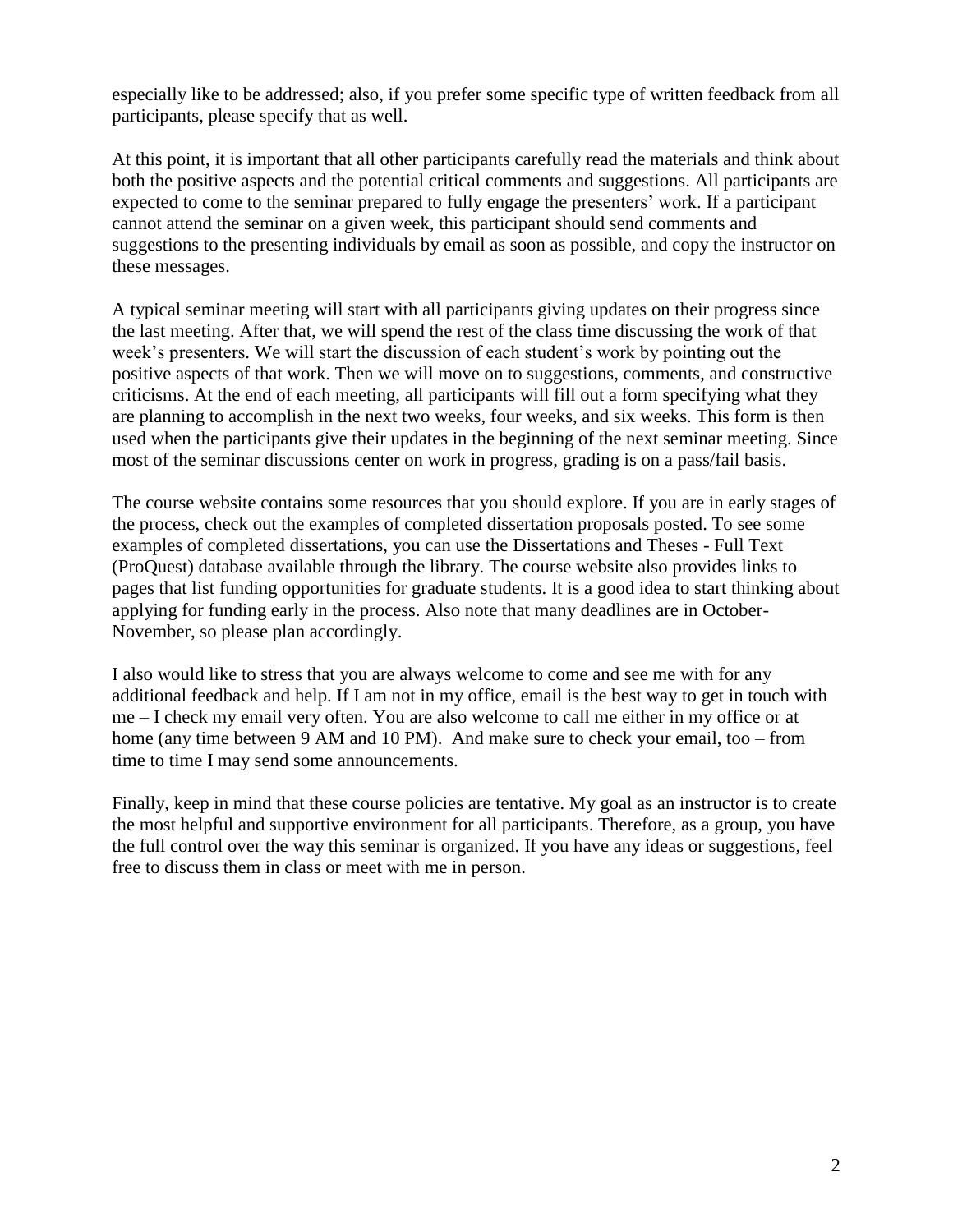especially like to be addressed; also, if you prefer some specific type of written feedback from all participants, please specify that as well.

At this point, it is important that all other participants carefully read the materials and think about both the positive aspects and the potential critical comments and suggestions. All participants are expected to come to the seminar prepared to fully engage the presenters' work. If a participant cannot attend the seminar on a given week, this participant should send comments and suggestions to the presenting individuals by email as soon as possible, and copy the instructor on these messages.

A typical seminar meeting will start with all participants giving updates on their progress since the last meeting. After that, we will spend the rest of the class time discussing the work of that week's presenters. We will start the discussion of each student's work by pointing out the positive aspects of that work. Then we will move on to suggestions, comments, and constructive criticisms. At the end of each meeting, all participants will fill out a form specifying what they are planning to accomplish in the next two weeks, four weeks, and six weeks. This form is then used when the participants give their updates in the beginning of the next seminar meeting. Since most of the seminar discussions center on work in progress, grading is on a pass/fail basis.

The course website contains some resources that you should explore. If you are in early stages of the process, check out the examples of completed dissertation proposals posted. To see some examples of completed dissertations, you can use the Dissertations and Theses - Full Text (ProQuest) database available through the library. The course website also provides links to pages that list funding opportunities for graduate students. It is a good idea to start thinking about applying for funding early in the process. Also note that many deadlines are in October-November, so please plan accordingly.

I also would like to stress that you are always welcome to come and see me with for any additional feedback and help. If I am not in my office, email is the best way to get in touch with me – I check my email very often. You are also welcome to call me either in my office or at home (any time between 9 AM and 10 PM). And make sure to check your email, too – from time to time I may send some announcements.

Finally, keep in mind that these course policies are tentative. My goal as an instructor is to create the most helpful and supportive environment for all participants. Therefore, as a group, you have the full control over the way this seminar is organized. If you have any ideas or suggestions, feel free to discuss them in class or meet with me in person.